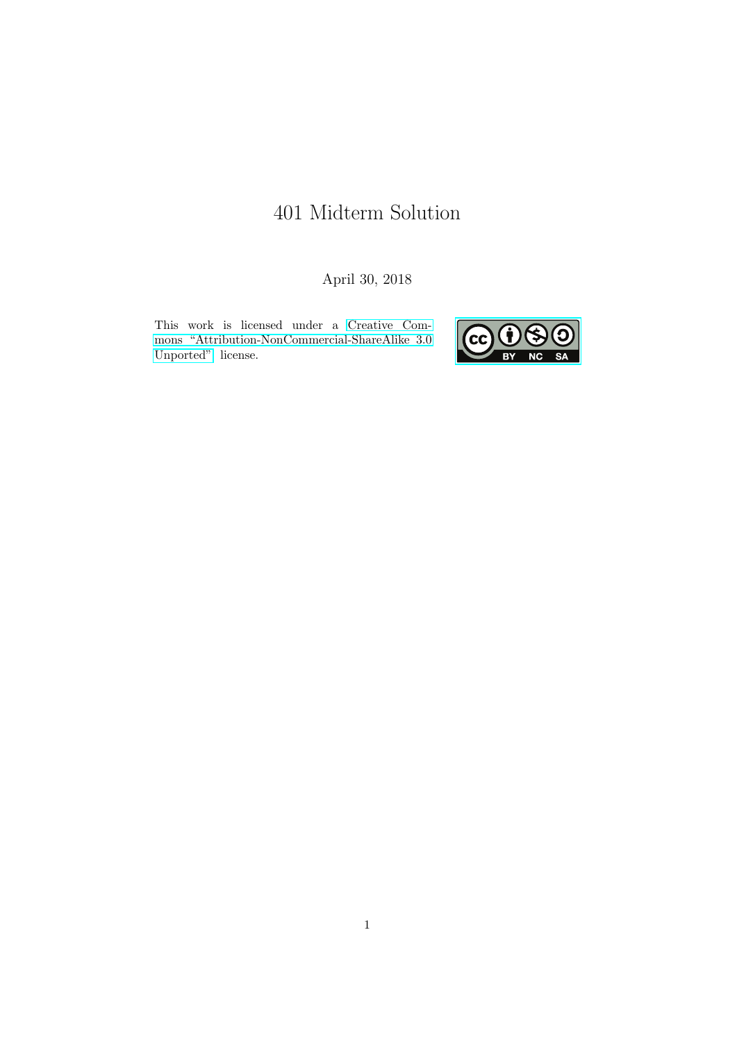# 401 Midterm Solution

April 30, 2018

This work is licensed under a Creative Commons "Attribution-NonCommercial-ShareAlike 3.0 Unported" license.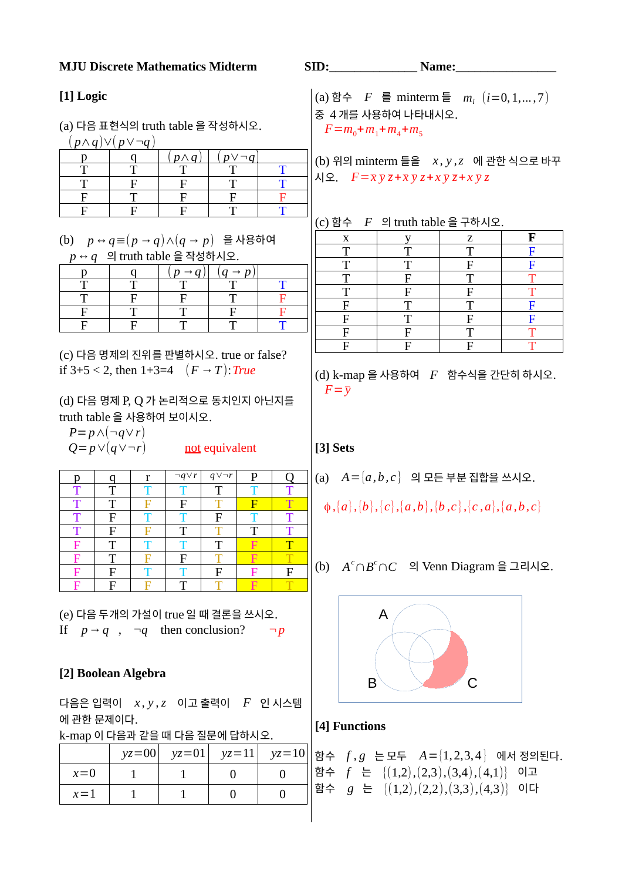**MJU Discrete Mathematics Midterm** **SID:______________ Name:________________**

## [1] Logic

(a) 다음 표현식의 truth table 을 작성하시오.

$(p \wedge q) \vee (p \vee \neg q)$

| p | q | $(p \wedge q)$ | $(p \vee \neg q)$ | |
|---|---|---|---|---|
| T | T | T | T | T |
| T | F | F | T | T |
| F | T | F | F | F |
| F | F | F | T | T |

(b) $p \leftrightarrow q \equiv (p \to q) \wedge (q \to p)$ 을 사용하여 $p \leftrightarrow q$ 의 truth table 을 작성하시오.

| p | q | $(p \to q)$ | $(q \to p)$ | |
|---|---|---|---|---|
| T | T | T | T | T |
| T | F | F | T | F |
| F | T | T | F | F |
| F | F | T | T | T |

(c) 다음 명제의 진위를 판별하시오. true or false?
if 3+5 < 2, then 1+3=4 $(F \to T)$: *True*

(d) 다음 명제 P, Q 가 논리적으로 동치인지 아닌지를 truth table 을 사용하여 보이시오.

$P = p \wedge (\neg q \vee r)$

$Q = p \vee (q \vee \neg r)$ <u>not</u> equivalent

| p | q | r | $\neg q \vee r$ | $q \vee \neg r$ | P | Q |
|---|---|---|---|---|---|---|
| T | T | T | T | T | T | T |
| T | T | F | F | T | F | T |
| T | F | T | T | F | T | T |
| T | F | F | T | T | T | T |
| F | T | T | T | T | F | T |
| F | T | F | F | T | F | T |
| F | F | T | T | F | F | F |
| F | F | F | T | T | F | T |

(e) 다음 두개의 가설이 true 일 때 결론을 쓰시오.
If $p \to q$ , $\neg q$ then conclusion? $\neg p$

## [2] Boolean Algebra

다음은 입력이 $x, y, z$ 이고 출력이 $F$ 인 시스템에 관한 문제이다.
k-map 이 다음과 같을 때 다음 질문에 답하시오.

| | $yz=00$ | $yz=01$ | $yz=11$ | $yz=10$ |
|---|---|---|---|---|
| $x=0$ | 1 | 1 | 0 | 0 |
| $x=1$ | 1 | 1 | 0 | 0 |

(a) 함수 $F$ 를 minterm 들 $m_i$ $(i=0,1,\ldots,7)$ 중 4 개를 사용하여 나타내시오.

$F = m_0 + m_1 + m_4 + m_5$

(b) 위의 minterm 들을 $x, y, z$ 에 관한 식으로 바꾸시오. $F = \bar{x}\bar{y}\bar{z} + \bar{x}\bar{y}z + x\bar{y}\bar{z} + x\bar{y}z$

(c) 함수 $F$ 의 truth table 을 구하시오.

| x | y | z | **F** |
|---|---|---|---|
| T | T | T | F |
| T | T | F | F |
| T | F | T | T |
| T | F | F | T |
| F | T | T | F |
| F | T | F | F |
| F | F | T | T |
| F | F | F | T |

(d) k-map 을 사용하여 $F$ 함수식을 간단히 하시오.

$F = \bar{y}$

## [3] Sets

(a) $A = \{a, b, c\}$ 의 모든 부분 집합을 쓰시오.

$\phi, \{a\}, \{b\}, \{c\}, \{a,b\}, \{b,c\}, \{c,a\}, \{a,b,c\}$

(b) $A^c \cap B^c \cap C$ 의 Venn Diagram 을 그리시오.

## [4] Functions

함수 $f, g$ 는 모두 $A = \{1,2,3,4\}$ 에서 정의된다.
함수 $f$ 는 $\{(1,2),(2,3),(3,4),(4,1)\}$ 이고
함수 $g$ 는 $\{(1,2),(2,2),(3,3),(4,3)\}$ 이다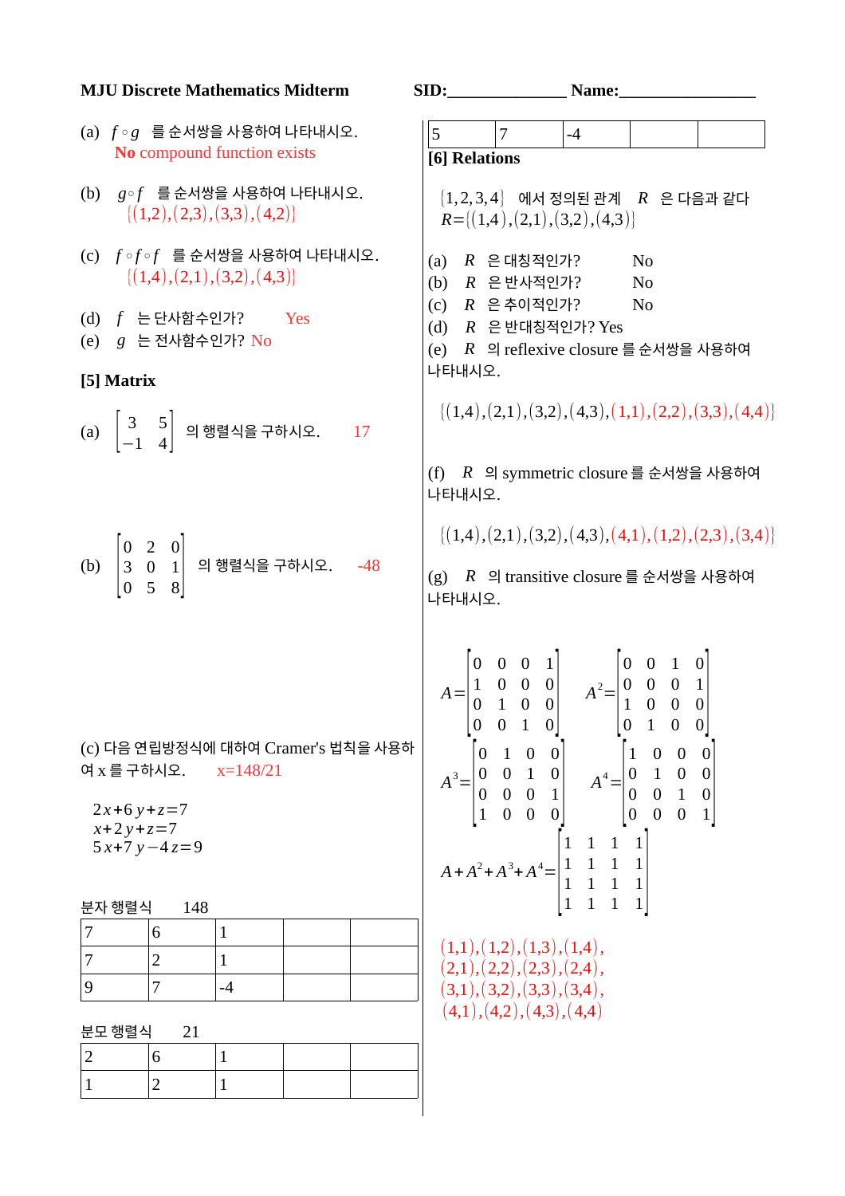**MJU Discrete Mathematics Midterm** **SID:\_\_\_\_\_\_\_\_\_\_\_\_\_\_ Name:\_\_\_\_\_\_\_\_\_\_\_\_\_\_\_\_**

(a) $f \circ g$ 를 순서쌍을 사용하여 나타내시오.
**No** compound function exists

(b) $g \circ f$ 를 순서쌍을 사용하여 나타내시오.
$\{(1,2),(2,3),(3,3),(4,2)\}$

(c) $f \circ f \circ f$ 를 순서쌍을 사용하여 나타내시오.
$\{(1,4),(2,1),(3,2),(4,3)\}$

(d) $f$ 는 단사함수인가? Yes

(e) $g$ 는 전사함수인가? No

**[5] Matrix**

(a) $\begin{bmatrix} 3 & 5 \\ -1 & 4 \end{bmatrix}$ 의 행렬식을 구하시오. 17

(b) $\begin{bmatrix} 0 & 2 & 0 \\ 3 & 0 & 1 \\ 0 & 5 & 8 \end{bmatrix}$ 의 행렬식을 구하시오. -48

(c) 다음 연립방정식에 대하여 Cramer's 법칙을 사용하여 x 를 구하시오. x=148/21

$$2x+6y+z=7$$
$$x+2y+z=7$$
$$5x+7y-4z=9$$

분자 행렬식 148

| 7 | 6 | 1 | | |
|---|---|---|---|---|
| 7 | 2 | 1 | | |
| 9 | 7 | -4 | | |

분모 행렬식 21

| 2 | 6 | 1 | | |
|---|---|---|---|---|
| 1 | 2 | 1 | | |
| 5 | 7 | -4 | | |

**[6] Relations**

$\{1,2,3,4\}$ 에서 정의된 관계 $R$ 은 다음과 같다
$R=\{(1,4),(2,1),(3,2),(4,3)\}$

(a) $R$ 은 대칭적인가? No

(b) $R$ 은 반사적인가? No

(c) $R$ 은 추이적인가? No

(d) $R$ 은 반대칭적인가? Yes

(e) $R$ 의 reflexive closure 를 순서쌍을 사용하여 나타내시오.

$\{(1,4),(2,1),(3,2),(4,3),(1,1),(2,2),(3,3),(4,4)\}$

(f) $R$ 의 symmetric closure 를 순서쌍을 사용하여 나타내시오.

$\{(1,4),(2,1),(3,2),(4,3),(4,1),(1,2),(2,3),(3,4)\}$

(g) $R$ 의 transitive closure 를 순서쌍을 사용하여 나타내시오.

$$A=\begin{bmatrix} 0 & 0 & 0 & 1 \\ 1 & 0 & 0 & 0 \\ 0 & 1 & 0 & 0 \\ 0 & 0 & 1 & 0 \end{bmatrix} \quad A^2=\begin{bmatrix} 0 & 0 & 1 & 0 \\ 0 & 0 & 0 & 1 \\ 1 & 0 & 0 & 0 \\ 0 & 1 & 0 & 0 \end{bmatrix}$$

$$A^3=\begin{bmatrix} 0 & 1 & 0 & 0 \\ 0 & 0 & 1 & 0 \\ 0 & 0 & 0 & 1 \\ 1 & 0 & 0 & 0 \end{bmatrix} \quad A^4=\begin{bmatrix} 1 & 0 & 0 & 0 \\ 0 & 1 & 0 & 0 \\ 0 & 0 & 1 & 0 \\ 0 & 0 & 0 & 1 \end{bmatrix}$$

$$A+A^2+A^3+A^4=\begin{bmatrix} 1 & 1 & 1 & 1 \\ 1 & 1 & 1 & 1 \\ 1 & 1 & 1 & 1 \\ 1 & 1 & 1 & 1 \end{bmatrix}$$

$(1,1),(1,2),(1,3),(1,4),$
$(2,1),(2,2),(2,3),(2,4),$
$(3,1),(3,2),(3,3),(3,4),$
$(4,1),(4,2),(4,3),(4,4)$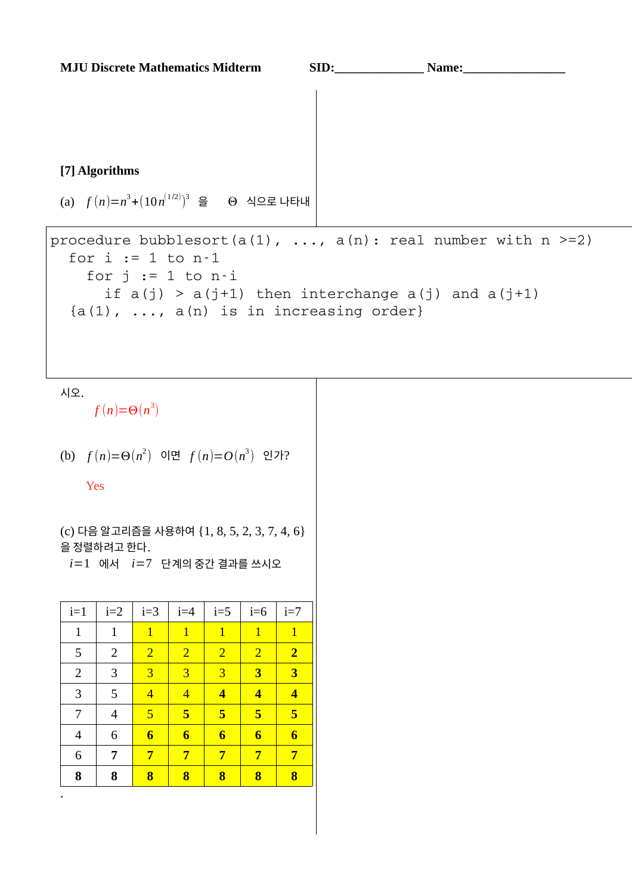**MJU Discrete Mathematics Midterm** **SID:\_\_\_\_\_\_\_\_\_\_\_\_\_\_ Name:\_\_\_\_\_\_\_\_\_\_\_\_\_\_\_\_**

**[7] Algorithms**

(a) $f(n)=n^3+(10n^{(1/2)})^3$ 을 $\Theta$ 식으로 나타내시오.

```
procedure bubblesort(a(1), ..., a(n): real number with n >=2)
  for i := 1 to n-1
    for j := 1 to n-i
      if a(j) > a(j+1) then interchange a(j) and a(j+1)
  {a(1), ..., a(n) is in increasing order}
```

$f(n)=\Theta(n^3)$

(b) $f(n)=\Theta(n^2)$ 이면 $f(n)=O(n^3)$ 인가?

Yes

(c) 다음 알고리즘을 사용하여 {1, 8, 5, 2, 3, 7, 4, 6} 을 정렬하려고 한다.
$i=1$ 에서 $i=7$ 단계의 중간 결과를 쓰시오

| i=1 | i=2 | i=3 | i=4 | i=5 | i=6 | i=7 |
|---|---|---|---|---|---|---|
| 1 | 1 | 1 | 1 | 1 | 1 | 1 |
| 5 | 2 | 2 | 2 | 2 | 2 | **2** |
| 2 | 3 | 3 | 3 | 3 | **3** | **3** |
| 3 | 5 | 4 | 4 | **4** | **4** | **4** |
| 7 | 4 | 5 | **5** | **5** | **5** | **5** |
| 4 | 6 | **6** | **6** | **6** | **6** | **6** |
| 6 | **7** | **7** | **7** | **7** | **7** | **7** |
| **8** | **8** | **8** | **8** | **8** | **8** | **8** |

.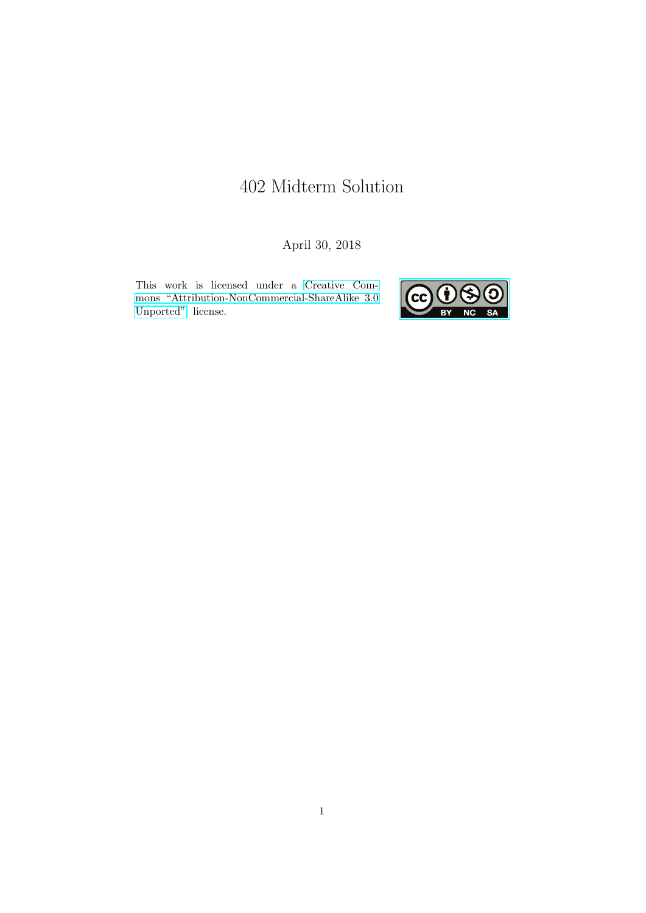# 402 Midterm Solution

April 30, 2018

This work is licensed under a Creative Commons "Attribution-NonCommercial-ShareAlike 3.0 Unported" license.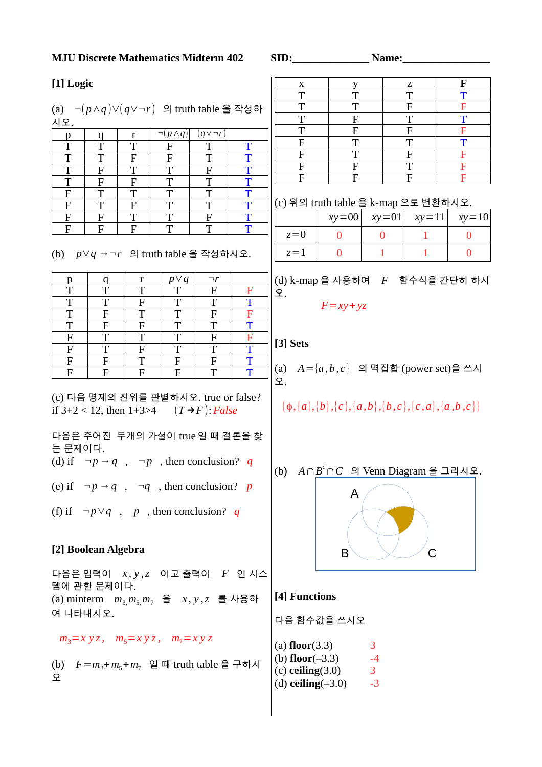**MJU Discrete Mathematics Midterm 402** **SID:______________ Name:________________**

## [1] Logic

(a) $\neg(p \wedge q) \vee (q \vee \neg r)$ 의 truth table 을 작성하시오.

| p | q | r | $\neg(p \wedge q)$ | $(q \vee \neg r)$ | |
|---|---|---|---|---|---|
| T | T | T | F | T | T |
| T | T | F | F | T | T |
| T | F | T | T | F | T |
| T | F | F | T | T | T |
| F | T | T | T | T | T |
| F | T | F | T | T | T |
| F | F | T | T | F | T |
| F | F | F | T | T | T |

(b) $p \vee q \rightarrow \neg r$ 의 truth table 을 작성하시오.

| p | q | r | $p \vee q$ | $\neg r$ | |
|---|---|---|---|---|---|
| T | T | T | T | F | F |
| T | T | F | T | T | T |
| T | F | T | T | F | F |
| T | F | F | T | T | T |
| F | T | T | T | F | F |
| F | T | F | T | T | T |
| F | F | T | F | F | T |
| F | F | F | F | T | T |

(c) 다음 명제의 진위를 판별하시오. true or false?
if 3+2 < 12, then 1+3>4 $(T \rightarrow F)$: *False*

다음은 주어진 두개의 가설이 true 일 때 결론을 찾는 문제이다.

(d) if $\neg p \rightarrow q$ , $\neg p$ , then conclusion? $q$

(e) if $\neg p \rightarrow q$ , $\neg q$ , then conclusion? $p$

(f) if $\neg p \vee q$ , $p$ , then conclusion? $q$

## [2] Boolean Algebra

다음은 입력이 $x, y, z$ 이고 출력이 $F$ 인 시스템에 관한 문제이다.

(a) minterm $m_3, m_5, m_7$ 을 $x, y, z$ 를 사용하여 나타내시오.

$m_3 = \bar{x}\, y\, z$, $m_5 = x\, \bar{y}\, z$, $m_7 = x\, y\, z$

(b) $F = m_3 + m_5 + m_7$ 일 때 truth table 을 구하시오

| x | y | z | F |
|---|---|---|---|
| T | T | T | T |
| T | T | F | F |
| T | F | T | T |
| T | F | F | F |
| F | T | T | T |
| F | T | F | F |
| F | F | T | F |
| F | F | F | F |

(c) 위의 truth table 을 k-map 으로 변환하시오.

| | $xy=00$ | $xy=01$ | $xy=11$ | $xy=10$ |
|---|---|---|---|---|
| $z=0$ | 0 | 0 | 1 | 0 |
| $z=1$ | 0 | 1 | 1 | 0 |

(d) k-map 을 사용하여 $F$ 함수식을 간단히 하시오.

$F = xy + yz$

## [3] Sets

(a) $A = \{a, b, c\}$ 의 멱집합 (power set)을 쓰시오.

$\{\phi, \{a\}, \{b\}, \{c\}, \{a, b\}, \{b, c\}, \{c, a\}, \{a, b, c\}\}$

(b) $A \cap B^c \cap C$ 의 Venn Diagram 을 그리시오.

## [4] Functions

다음 함수값을 쓰시오

(a) **floor**(3.3) 3
(b) **floor**(–3.3) -4
(c) **ceiling**(3.0) 3
(d) **ceiling**(–3.0) -3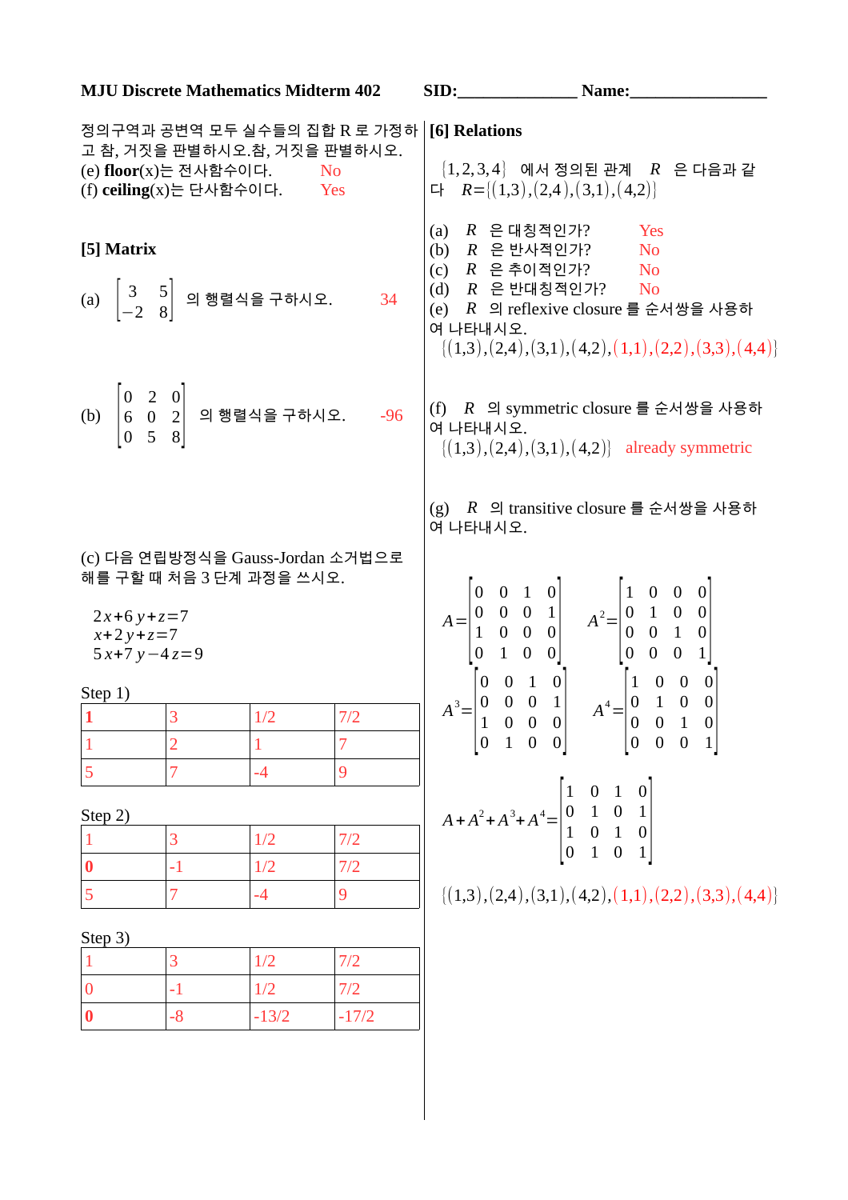**MJU Discrete Mathematics Midterm 402** **SID:______________ Name:________________**

정의구역과 공변역 모두 실수들의 집합 R 로 가정하고 참, 거짓을 판별하시오.참, 거짓을 판별하시오.

(e) **floor**(x)는 전사함수이다. No

(f) **ceiling**(x)는 단사함수이다. Yes

## [5] Matrix

(a) $\begin{bmatrix} 3 & 5 \\ -2 & 8 \end{bmatrix}$ 의 행렬식을 구하시오. 34

(b) $\begin{bmatrix} 0 & 2 & 0 \\ 6 & 0 & 2 \\ 0 & 5 & 8 \end{bmatrix}$ 의 행렬식을 구하시오. -96

(c) 다음 연립방정식을 Gauss-Jordan 소거법으로 해를 구할 때 처음 3 단계 과정을 쓰시오.

$$2x+6y+z=7$$
$$x+2y+z=7$$
$$5x+7y-4z=9$$

Step 1)

| **1** | 3 | 1/2 | 7/2 |
|---|---|---|---|
| 1 | 2 | 1 | 7 |
| 5 | 7 | -4 | 9 |

Step 2)

| 1 | 3 | 1/2 | 7/2 |
|---|---|---|---|
| **0** | -1 | 1/2 | 7/2 |
| 5 | 7 | -4 | 9 |

Step 3)

| 1 | 3 | 1/2 | 7/2 |
|---|---|---|---|
| 0 | -1 | 1/2 | 7/2 |
| **0** | -8 | -13/2 | -17/2 |

## [6] Relations

$\{1,2,3,4\}$ 에서 정의된 관계 $R$ 은 다음과 같다 $R=\{(1,3),(2,4),(3,1),(4,2)\}$

(a) $R$ 은 대칭적인가? Yes

(b) $R$ 은 반사적인가? No

(c) $R$ 은 추이적인가? No

(d) $R$ 은 반대칭적인가? No

(e) $R$ 의 reflexive closure 를 순서쌍을 사용하여 나타내시오.

$\{(1,3),(2,4),(3,1),(4,2),(1,1),(2,2),(3,3),(4,4)\}$

(f) $R$ 의 symmetric closure 를 순서쌍을 사용하여 나타내시오.

$\{(1,3),(2,4),(3,1),(4,2)\}$ already symmetric

(g) $R$ 의 transitive closure 를 순서쌍을 사용하여 나타내시오.

$$A=\begin{bmatrix} 0 & 0 & 1 & 0 \\ 0 & 0 & 0 & 1 \\ 1 & 0 & 0 & 0 \\ 0 & 1 & 0 & 0 \end{bmatrix} \quad A^2=\begin{bmatrix} 1 & 0 & 0 & 0 \\ 0 & 1 & 0 & 0 \\ 0 & 0 & 1 & 0 \\ 0 & 0 & 0 & 1 \end{bmatrix}$$

$$A^3=\begin{bmatrix} 0 & 0 & 1 & 0 \\ 0 & 0 & 0 & 1 \\ 1 & 0 & 0 & 0 \\ 0 & 1 & 0 & 0 \end{bmatrix} \quad A^4=\begin{bmatrix} 1 & 0 & 0 & 0 \\ 0 & 1 & 0 & 0 \\ 0 & 0 & 1 & 0 \\ 0 & 0 & 0 & 1 \end{bmatrix}$$

$$A+A^2+A^3+A^4=\begin{bmatrix} 1 & 0 & 1 & 0 \\ 0 & 1 & 0 & 1 \\ 1 & 0 & 1 & 0 \\ 0 & 1 & 0 & 1 \end{bmatrix}$$

$\{(1,3),(2,4),(3,1),(4,2),(1,1),(2,2),(3,3),(4,4)\}$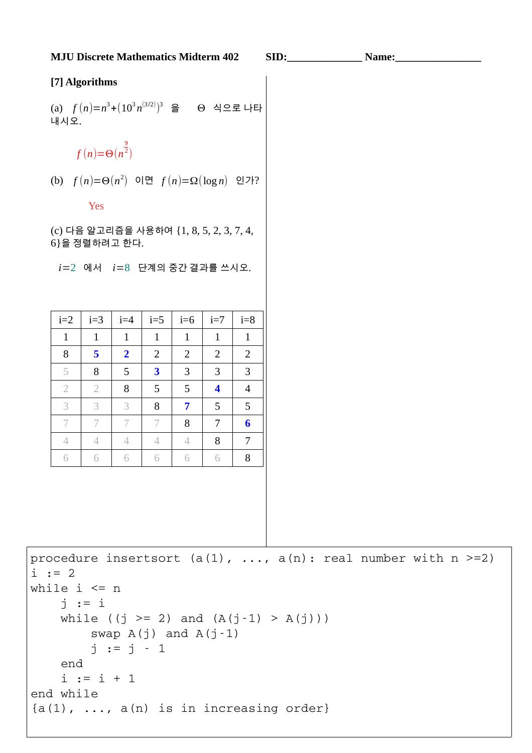**MJU Discrete Mathematics Midterm 402** **SID:______________ Name:________________**

**[7] Algorithms**

(a) $f(n)=n^3+(10^3 n^{(3/2)})^3$ 을 Θ 식으로 나타내시오.

$f(n)=\Theta(n^{\frac{9}{2}})$

(b) $f(n)=\Theta(n^2)$ 이면 $f(n)=\Omega(\log n)$ 인가?

Yes

(c) 다음 알고리즘을 사용하여 {1, 8, 5, 2, 3, 7, 4, 6}을 정렬하려고 한다.

$i=2$ 에서 $i=8$ 단계의 중간 결과를 쓰시오.

| i=2 | i=3 | i=4 | i=5 | i=6 | i=7 | i=8 |
|---|---|---|---|---|---|---|
| 1 | 1 | 1 | 1 | 1 | 1 | 1 |
| 8 | **5** | **2** | 2 | 2 | 2 | 2 |
| 5 | 8 | 5 | **3** | 3 | 3 | 3 |
| 2 | 2 | 8 | 5 | 5 | **4** | 4 |
| 3 | 3 | 3 | 8 | **7** | 5 | 5 |
| 7 | 7 | 7 | 7 | 8 | 7 | **6** |
| 4 | 4 | 4 | 4 | 4 | 8 | 7 |
| 6 | 6 | 6 | 6 | 6 | 6 | 8 |

```
procedure insertsort (a(1), ..., a(n): real number with n >=2)
i := 2
while i <= n
    j := i
    while ((j >= 2) and (A(j-1) > A(j)))
        swap A(j) and A(j-1)
        j := j - 1
    end
    i := i + 1
end while
{a(1), ..., a(n) is in increasing order}
```